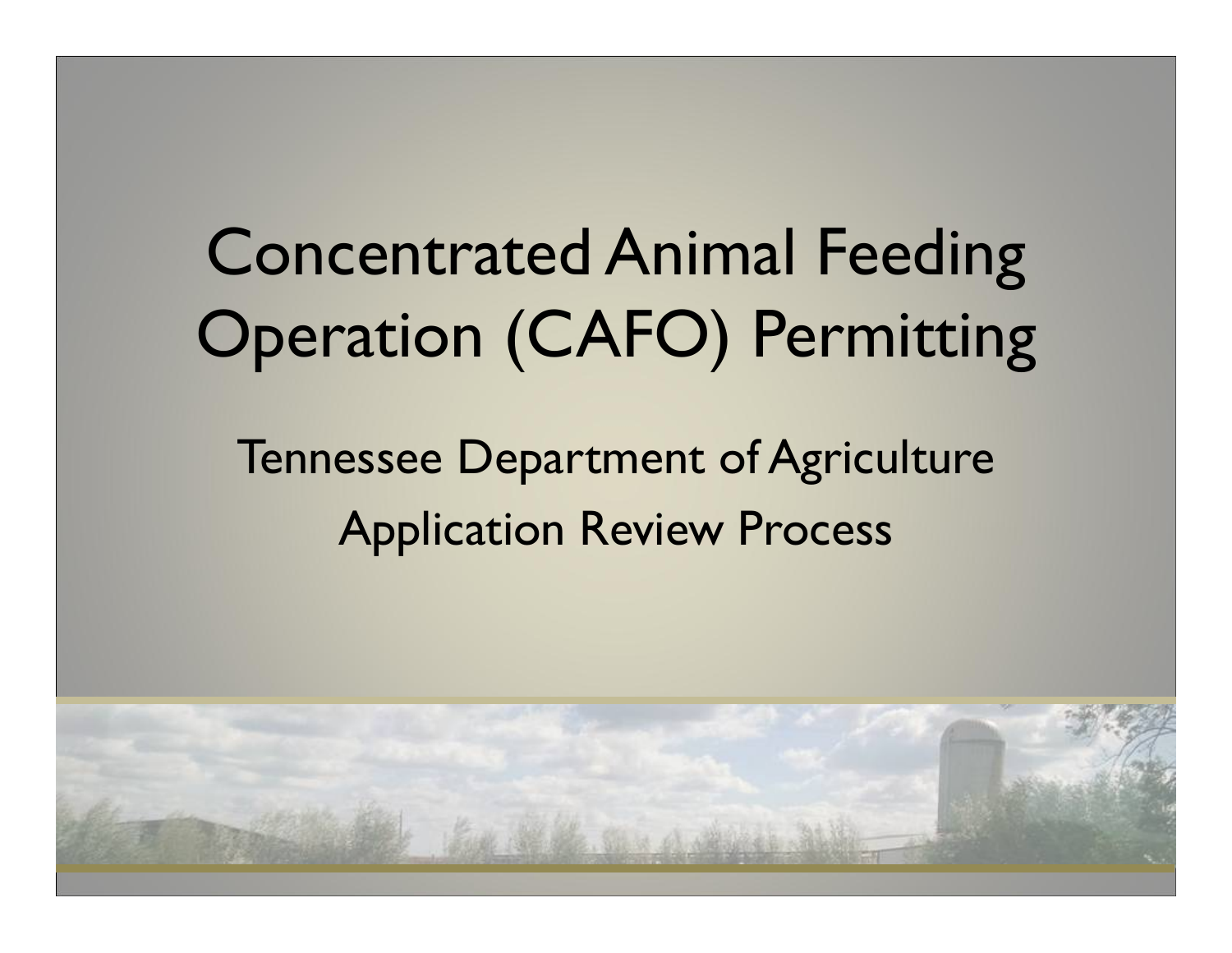# Concentrated Animal Feeding Operation (CAFO) Permitting

## Tennessee Department of Agriculture

## Application Review Process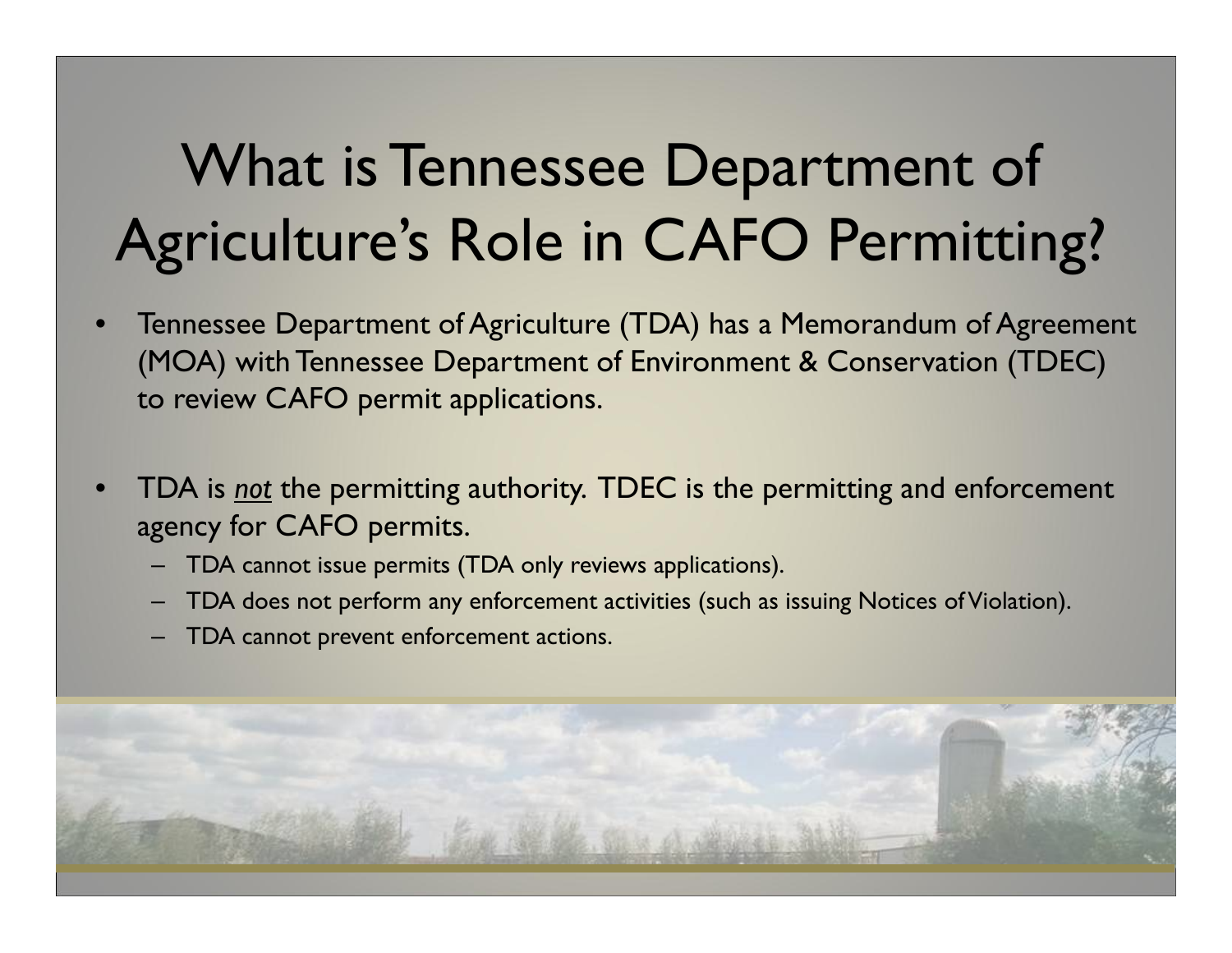# What is Tennessee Department of Agriculture's Role in CAFO Permitting?

- Tennessee Department of Agriculture (TDA) has a Memorandum of Agreement (MOA) with Tennessee Department of Environment & Conservation (TDEC) to review CAFO permit applications.
- TDA is *not* the permitting authority. TDEC is the permitting and enforcement agency for CAFO permits.
  - TDA cannot issue permits (TDA only reviews applications).
  - TDA does not perform any enforcement activities (such as issuing Notices of Violation).
  - TDA cannot prevent enforcement actions.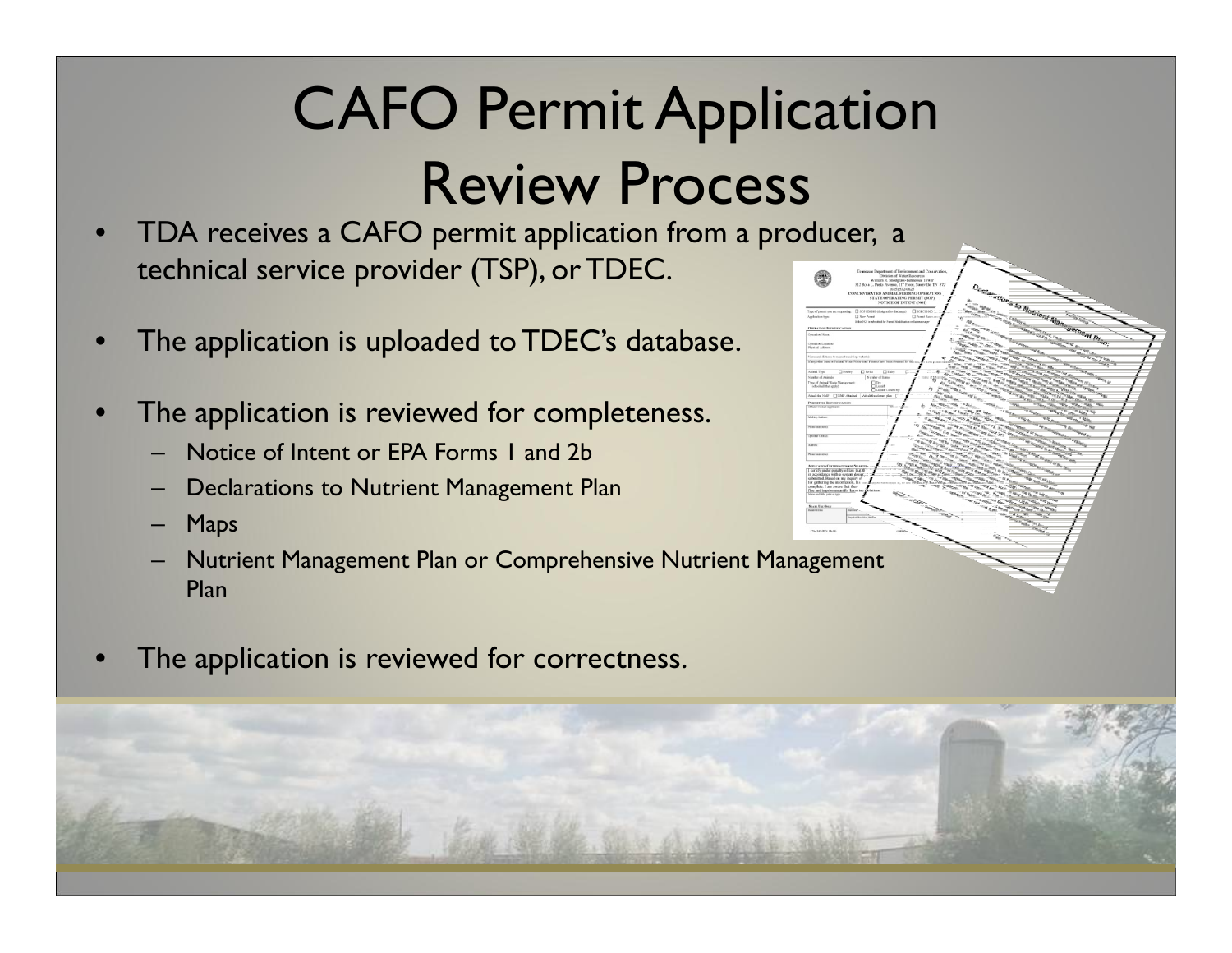# CAFO Permit Application Review Process

- TDA receives a CAFO permit application from a producer, a technical service provider (TSP), or TDEC.
- The application is uploaded to TDEC's database.
- The application is reviewed for completeness.
  - Notice of Intent or EPA Forms 1 and 2b
  - Declarations to Nutrient Management Plan
  - Maps
  - Nutrient Management Plan or Comprehensive Nutrient Management Plan
- The application is reviewed for correctness.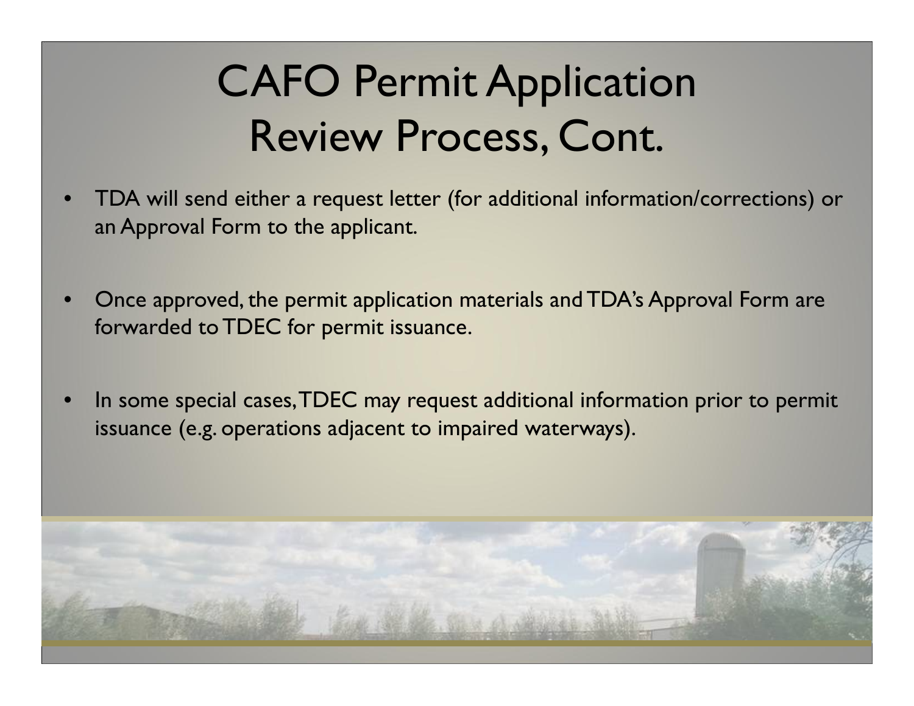# CAFO Permit Application Review Process, Cont.

- TDA will send either a request letter (for additional information/corrections) or an Approval Form to the applicant.
- Once approved, the permit application materials and TDA's Approval Form are forwarded to TDEC for permit issuance.
- In some special cases, TDEC may request additional information prior to permit issuance (e.g. operations adjacent to impaired waterways).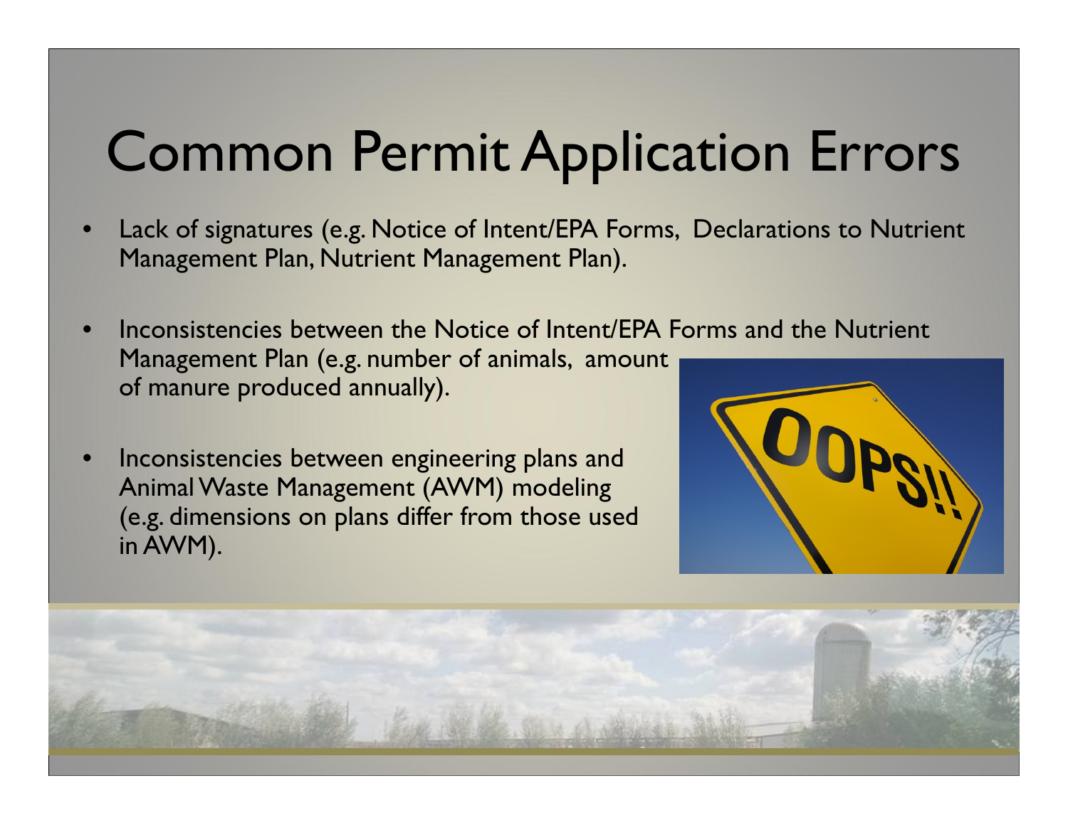# Common Permit Application Errors

- Lack of signatures (e.g. Notice of Intent/EPA Forms, Declarations to Nutrient Management Plan, Nutrient Management Plan).
- Inconsistencies between the Notice of Intent/EPA Forms and the Nutrient Management Plan (e.g. number of animals, amount of manure produced annually).
- Inconsistencies between engineering plans and Animal Waste Management (AWM) modeling (e.g. dimensions on plans differ from those used in AWM).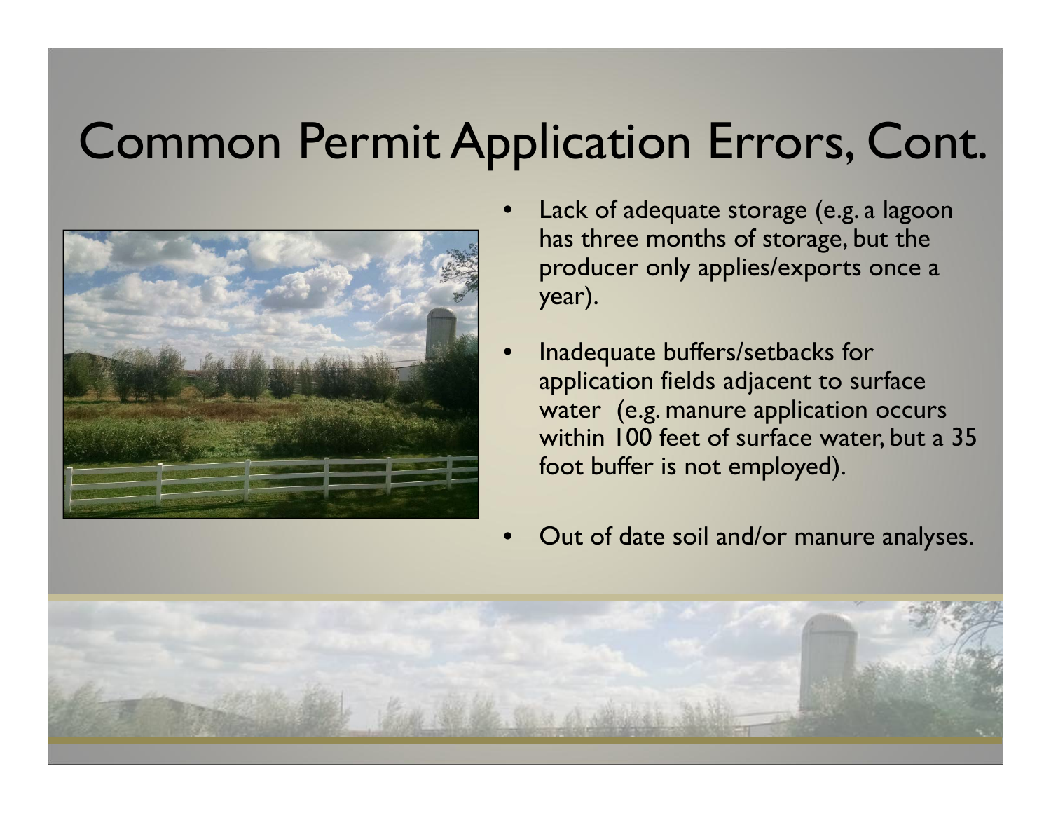# Common Permit Application Errors, Cont.

- Lack of adequate storage (e.g. a lagoon has three months of storage, but the producer only applies/exports once a year).
- Inadequate buffers/setbacks for application fields adjacent to surface water (e.g. manure application occurs within 100 feet of surface water, but a 35 foot buffer is not employed).
- Out of date soil and/or manure analyses.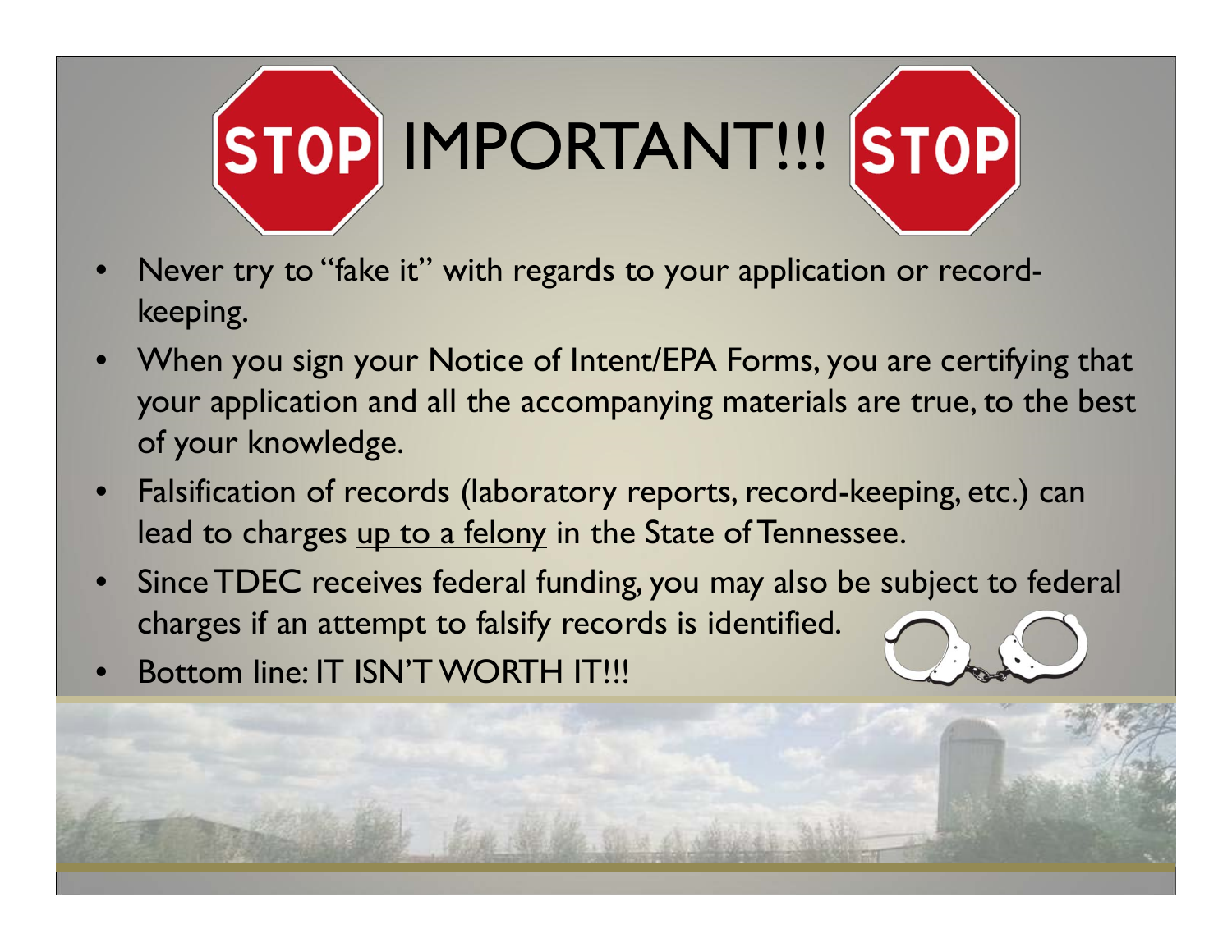# STOP IMPORTANT!!! STOP

- Never try to "fake it" with regards to your application or record-keeping.
- When you sign your Notice of Intent/EPA Forms, you are certifying that your application and all the accompanying materials are true, to the best of your knowledge.
- Falsification of records (laboratory reports, record-keeping, etc.) can lead to charges <u>up to a felony</u> in the State of Tennessee.
- Since TDEC receives federal funding, you may also be subject to federal charges if an attempt to falsify records is identified.
- Bottom line: IT ISN'T WORTH IT!!!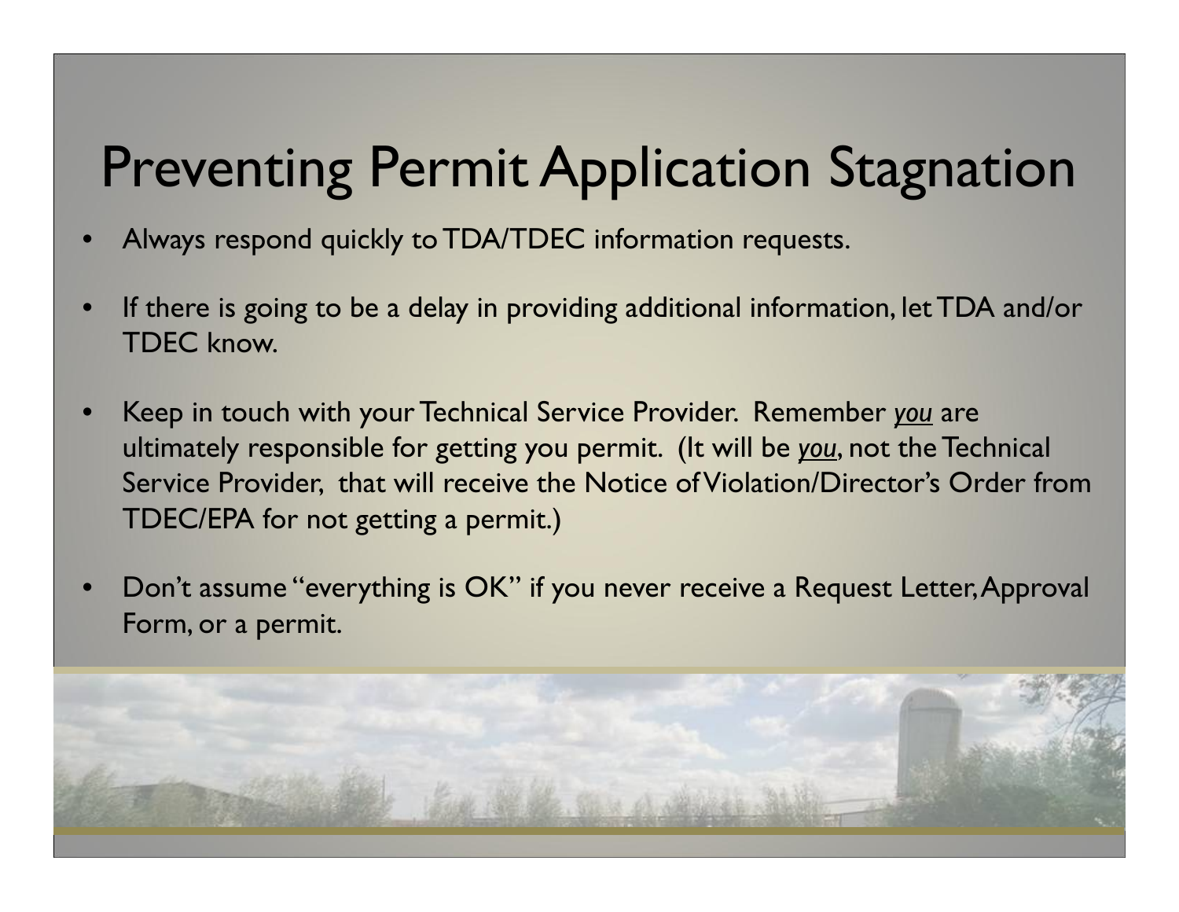# Preventing Permit Application Stagnation

- Always respond quickly to TDA/TDEC information requests.
- If there is going to be a delay in providing additional information, let TDA and/or TDEC know.
- Keep in touch with your Technical Service Provider. Remember *you* are ultimately responsible for getting you permit. (It will be *you*, not the Technical Service Provider, that will receive the Notice of Violation/Director's Order from TDEC/EPA for not getting a permit.)
- Don't assume "everything is OK" if you never receive a Request Letter, Approval Form, or a permit.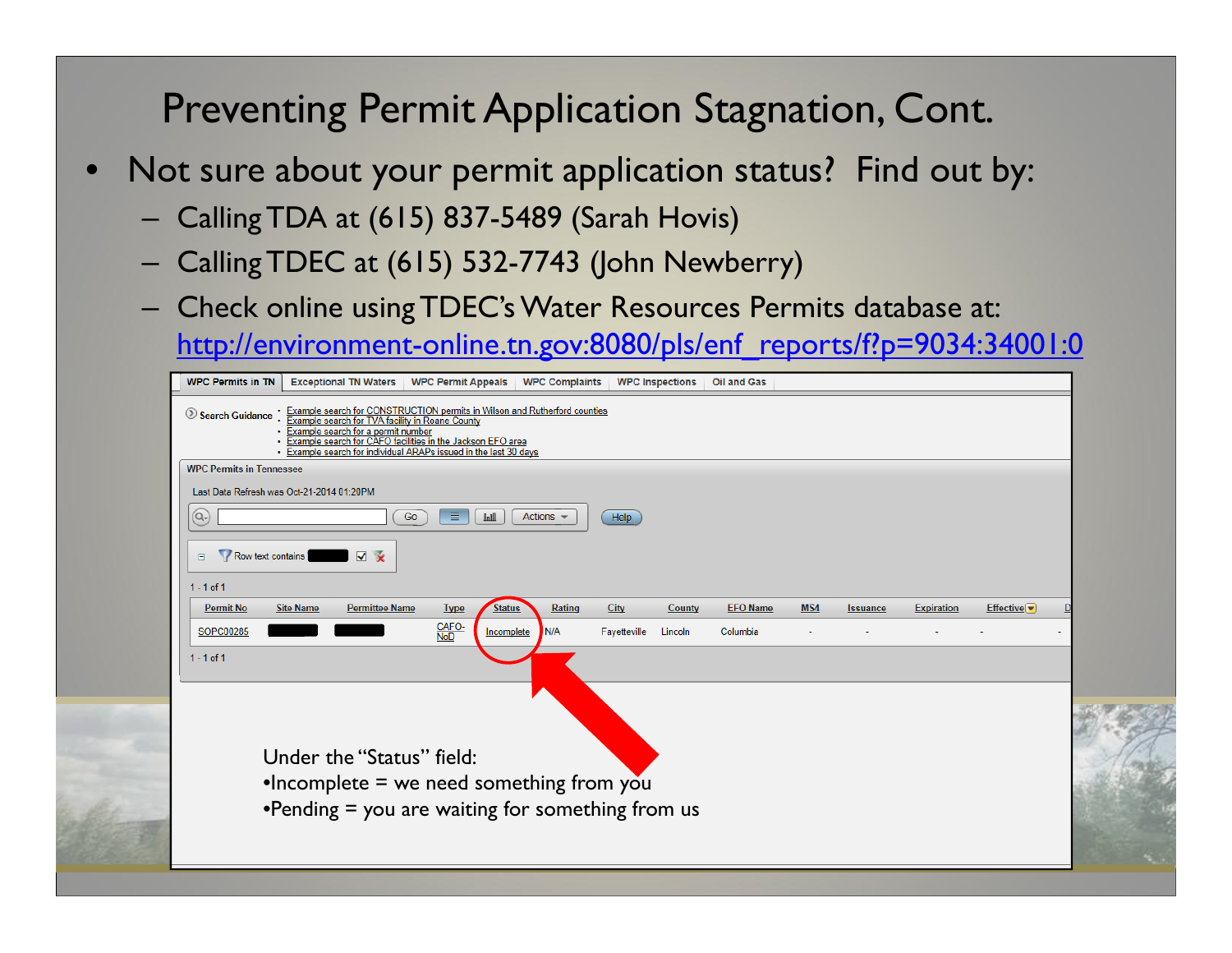# Preventing Permit Application Stagnation, Cont.

- Not sure about your permit application status? Find out by:
  - Calling TDA at (615) 837-5489 (Sarah Hovis)
  - Calling TDEC at (615) 532-7743 (John Newberry)
  - Check online using TDEC's Water Resources Permits database at: http://environment-online.tn.gov:8080/pls/enf_reports/f?p=9034:34001:0

WPC Permits in TN | Exceptional TN Waters | WPC Permit Appeals | WPC Complaints | WPC Inspections | Oil and Gas

Search Guidance

- Example search for CONSTRUCTION permits in Wilson and Rutherford counties
- Example search for TVA facility in Roane County
- Example search for a permit number
- Example search for CAFO facilities in the Jackson EFO area
- Example search for individual ARAPs issued in the last 30 days

WPC Permits in Tennessee

Last Data Refresh was Oct-21-2014 01:20PM

Go | Actions | Help

Row text contains

1 - 1 of 1

| Permit No | Site Name | Permittee Name | Type | Status | Rating | City | County | EFO Name | MS4 | Issuance | Expiration | Effective | D |
|---|---|---|---|---|---|---|---|---|---|---|---|---|---|
| SOPC00285 | | | CAFO-NoD | Incomplete | N/A | Fayetteville | Lincoln | Columbia | - | - | - | - | - |

1 - 1 of 1

Under the "Status" field:

- Incomplete = we need something from you
- Pending = you are waiting for something from us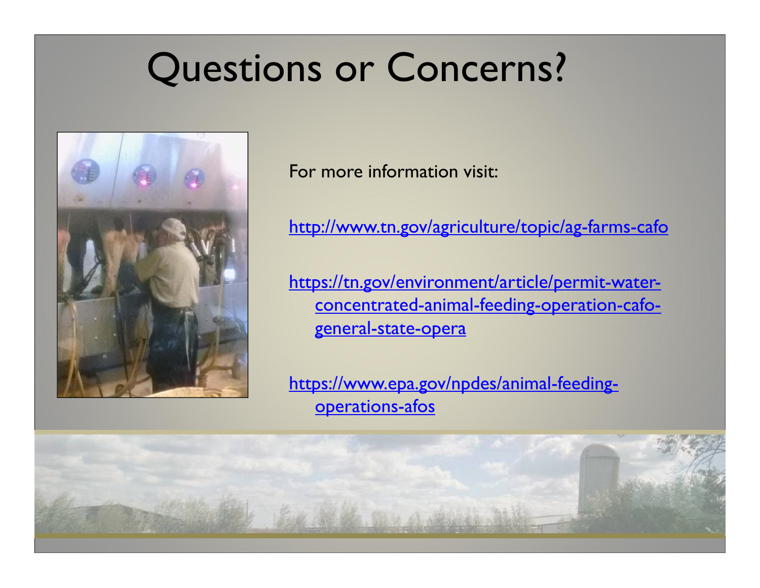# Questions or Concerns?

For more information visit:

http://www.tn.gov/agriculture/topic/ag-farms-cafo

https://tn.gov/environment/article/permit-water-concentrated-animal-feeding-operation-cafo-general-state-opera

https://www.epa.gov/npdes/animal-feeding-operations-afos